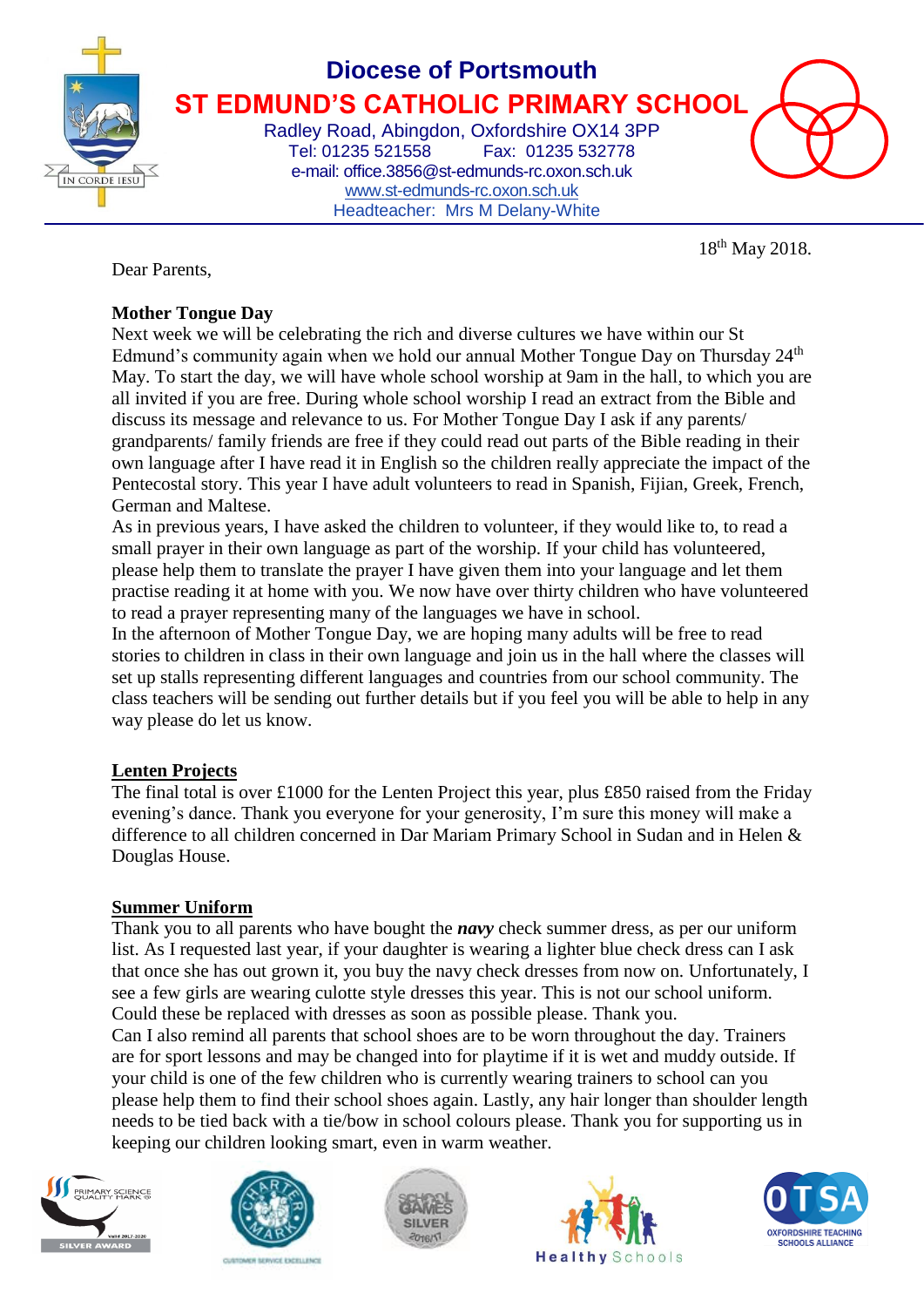# Diocese of Portsmouth

## ST EDMUND'S CATHOLIC PRIMARY SCHOOL

Radley Road, Abingdon, Oxfordshire OX14 3PP
Tel: 01235 521558 Fax: 01235 532778
e-mail: office.3856@st-edmunds-rc.oxon.sch.uk
www.st-edmunds-rc.oxon.sch.uk
Headteacher: Mrs M Delany-White

IN CORDE IESU

18th May 2018.

Dear Parents,

**Mother Tongue Day**

Next week we will be celebrating the rich and diverse cultures we have within our St Edmund's community again when we hold our annual Mother Tongue Day on Thursday 24th May. To start the day, we will have whole school worship at 9am in the hall, to which you are all invited if you are free. During whole school worship I read an extract from the Bible and discuss its message and relevance to us. For Mother Tongue Day I ask if any parents/ grandparents/ family friends are free if they could read out parts of the Bible reading in their own language after I have read it in English so the children really appreciate the impact of the Pentecostal story. This year I have adult volunteers to read in Spanish, Fijian, Greek, French, German and Maltese.

As in previous years, I have asked the children to volunteer, if they would like to, to read a small prayer in their own language as part of the worship. If your child has volunteered, please help them to translate the prayer I have given them into your language and let them practise reading it at home with you. We now have over thirty children who have volunteered to read a prayer representing many of the languages we have in school.

In the afternoon of Mother Tongue Day, we are hoping many adults will be free to read stories to children in class in their own language and join us in the hall where the classes will set up stalls representing different languages and countries from our school community. The class teachers will be sending out further details but if you feel you will be able to help in any way please do let us know.

**Lenten Projects**

The final total is over £1000 for the Lenten Project this year, plus £850 raised from the Friday evening's dance. Thank you everyone for your generosity, I'm sure this money will make a difference to all children concerned in Dar Mariam Primary School in Sudan and in Helen & Douglas House.

**Summer Uniform**

Thank you to all parents who have bought the ***navy*** check summer dress, as per our uniform list. As I requested last year, if your daughter is wearing a lighter blue check dress can I ask that once she has out grown it, you buy the navy check dresses from now on. Unfortunately, I see a few girls are wearing culotte style dresses this year. This is not our school uniform. Could these be replaced with dresses as soon as possible please. Thank you.

Can I also remind all parents that school shoes are to be worn throughout the day. Trainers are for sport lessons and may be changed into for playtime if it is wet and muddy outside. If your child is one of the few children who is currently wearing trainers to school can you please help them to find their school shoes again. Lastly, any hair longer than shoulder length needs to be tied back with a tie/bow in school colours please. Thank you for supporting us in keeping our children looking smart, even in warm weather.

Primary Science Quality Mark – Silver Award | Charter Mark – Customer Service Excellence | School Games Silver 2016/17 | Healthy Schools | OTSA Oxfordshire Teaching Schools Alliance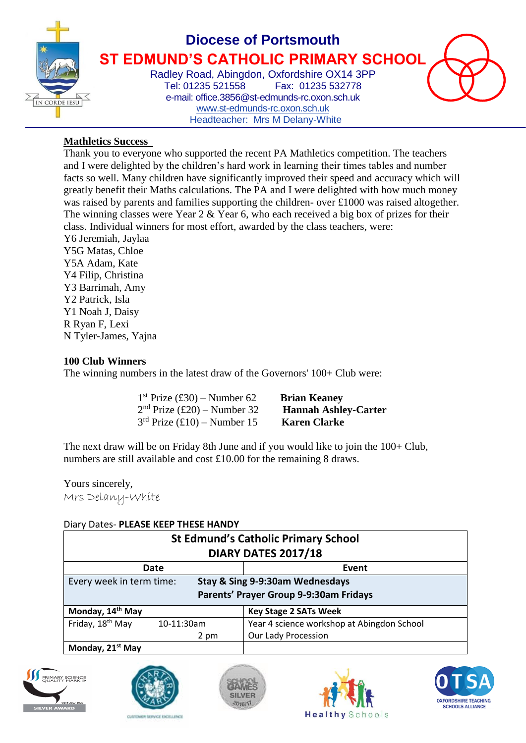Diocese of Portsmouth

# ST EDMUND'S CATHOLIC PRIMARY SCHOOL

Radley Road, Abingdon, Oxfordshire OX14 3PP
Tel: 01235 521558  Fax: 01235 532778
e-mail: office.3856@st-edmunds-rc.oxon.sch.uk
www.st-edmunds-rc.oxon.sch.uk
Headteacher: Mrs M Delany-White

IN CORDE IESU

**Mathletics Success**

Thank you to everyone who supported the recent PA Mathletics competition. The teachers and I were delighted by the children's hard work in learning their times tables and number facts so well. Many children have significantly improved their speed and accuracy which will greatly benefit their Maths calculations. The PA and I were delighted with how much money was raised by parents and families supporting the children- over £1000 was raised altogether. The winning classes were Year 2 & Year 6, who each received a big box of prizes for their class. Individual winners for most effort, awarded by the class teachers, were:

Y6 Jeremiah, Jaylaa
Y5G Matas, Chloe
Y5A Adam, Kate
Y4 Filip, Christina
Y3 Barrimah, Amy
Y2 Patrick, Isla
Y1 Noah J, Daisy
R Ryan F, Lexi
N Tyler-James, Yajna

**100 Club Winners**

The winning numbers in the latest draw of the Governors' 100+ Club were:

1st Prize (£30) – Number 62  **Brian Keaney**
2nd Prize (£20) – Number 32  **Hannah Ashley-Carter**
3rd Prize (£10) – Number 15  **Karen Clarke**

The next draw will be on Friday 8th June and if you would like to join the 100+ Club, numbers are still available and cost £10.00 for the remaining 8 draws.

Yours sincerely,
*Mrs Delany-White*

Diary Dates- **PLEASE KEEP THESE HANDY**

| St Edmund's Catholic Primary School DIARY DATES 2017/18 | |
|---|---|
| **Date** | **Event** |
| Every week in term time: | **Stay & Sing 9-9:30am Wednesdays**<br>**Parents' Prayer Group 9-9:30am Fridays** |
| **Monday, 14th May** | **Key Stage 2 SATs Week** |
| Friday, 18th May 10-11:30am<br>2 pm | Year 4 science workshop at Abingdon School<br>Our Lady Procession |
| **Monday, 21st May** | |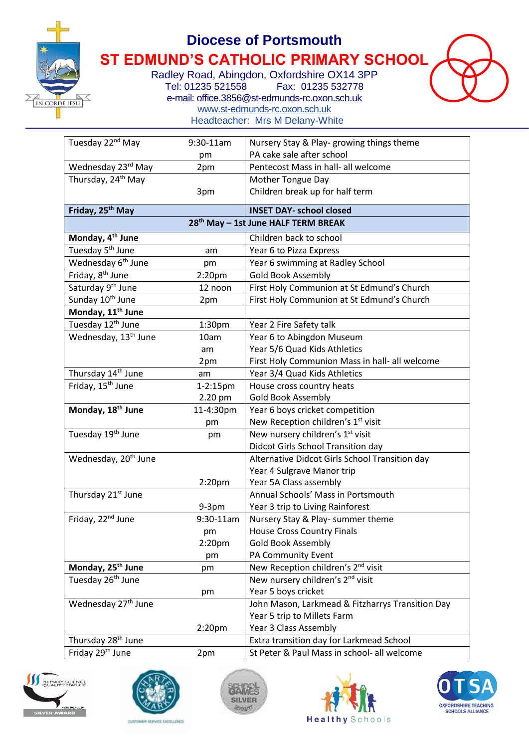# Diocese of Portsmouth

## ST EDMUND'S CATHOLIC PRIMARY SCHOOL

Radley Road, Abingdon, Oxfordshire OX14 3PP
Tel: 01235 521558 Fax: 01235 532778
e-mail: office.3856@st-edmunds-rc.oxon.sch.uk
www.st-edmunds-rc.oxon.sch.uk
Headteacher: Mrs M Delany-White

IN CORDE IESU

| Date | Time | Event |
|---|---|---|
| Tuesday 22nd May | 9:30-11am<br>pm | Nursery Stay & Play- growing things theme<br>PA cake sale after school |
| Wednesday 23rd May | 2pm | Pentecost Mass in hall- all welcome |
| Thursday, 24th May | <br>3pm | Mother Tongue Day<br>Children break up for half term |
| **Friday, 25th May** | | **INSET DAY- school closed** |
| **28th May – 1st June HALF TERM BREAK** | | |
| **Monday, 4th June** | | Children back to school |
| Tuesday 5th June | am | Year 6 to Pizza Express |
| Wednesday 6th June | pm | Year 6 swimming at Radley School |
| Friday, 8th June | 2:20pm | Gold Book Assembly |
| Saturday 9th June | 12 noon | First Holy Communion at St Edmund's Church |
| Sunday 10th June | 2pm | First Holy Communion at St Edmund's Church |
| **Monday, 11th June** | | |
| Tuesday 12th June | 1:30pm | Year 2 Fire Safety talk |
| Wednesday, 13th June | 10am<br>am<br>2pm | Year 6 to Abingdon Museum<br>Year 5/6 Quad Kids Athletics<br>First Holy Communion Mass in hall- all welcome |
| Thursday 14th June | am | Year 3/4 Quad Kids Athletics |
| Friday, 15th June | 1-2:15pm<br>2.20 pm | House cross country heats<br>Gold Book Assembly |
| **Monday, 18th June** | 11-4:30pm<br>pm | Year 6 boys cricket competition<br>New Reception children's 1st visit |
| Tuesday 19th June | pm | New nursery children's 1st visit<br>Didcot Girls School Transition day |
| Wednesday, 20th June | <br><br>2:20pm | Alternative Didcot Girls School Transition day<br>Year 4 Sulgrave Manor trip<br>Year 5A Class assembly |
| Thursday 21st June | <br>9-3pm | Annual Schools' Mass in Portsmouth<br>Year 3 trip to Living Rainforest |
| Friday, 22nd June | 9:30-11am<br>pm<br>2:20pm<br>pm | Nursery Stay & Play- summer theme<br>House Cross Country Finals<br>Gold Book Assembly<br>PA Community Event |
| **Monday, 25th June** | pm | New Reception children's 2nd visit |
| Tuesday 26th June | <br>pm | New nursery children's 2nd visit<br>Year 5 boys cricket |
| Wednesday 27th June | <br><br>2:20pm | John Mason, Larkmead & Fitzharrys Transition Day<br>Year 5 trip to Millets Farm<br>Year 3 Class Assembly |
| Thursday 28th June | | Extra transition day for Larkmead School |
| Friday 29th June | 2pm | St Peter & Paul Mass in school- all welcome |

PRIMARY SCIENCE QUALITY MARK — SILVER AWARD
CHARTER MARK — CUSTOMER SERVICE EXCELLENCE
SCHOOL GAMES SILVER 2016/17
Healthy Schools
OTSA — OXFORDSHIRE TEACHING SCHOOLS ALLIANCE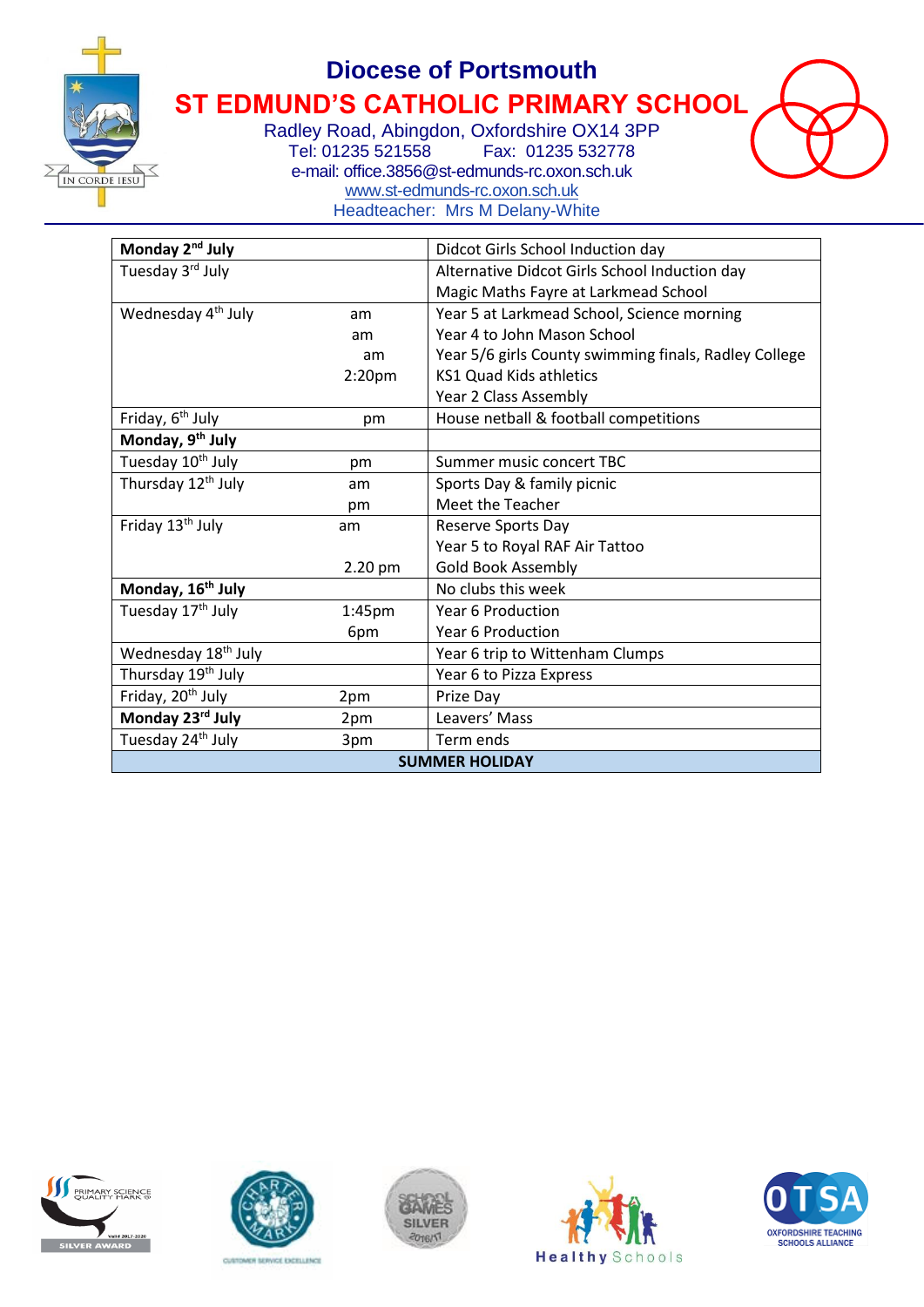# Diocese of Portsmouth

# ST EDMUND'S CATHOLIC PRIMARY SCHOOL

Radley Road, Abingdon, Oxfordshire OX14 3PP
Tel: 01235 521558 Fax: 01235 532778
e-mail: office.3856@st-edmunds-rc.oxon.sch.uk
www.st-edmunds-rc.oxon.sch.uk
Headteacher: Mrs M Delany-White

| | | |
|---|---|---|
| **Monday 2nd July** | | Didcot Girls School Induction day |
| Tuesday 3rd July | | Alternative Didcot Girls School Induction day<br>Magic Maths Fayre at Larkmead School |
| Wednesday 4th July | am<br>am<br>am<br>2:20pm | Year 5 at Larkmead School, Science morning<br>Year 4 to John Mason School<br>Year 5/6 girls County swimming finals, Radley College<br>KS1 Quad Kids athletics<br>Year 2 Class Assembly |
| Friday, 6th July | pm | House netball & football competitions |
| **Monday, 9th July** | | |
| Tuesday 10th July | pm | Summer music concert TBC |
| Thursday 12th July | am<br>pm | Sports Day & family picnic<br>Meet the Teacher |
| Friday 13th July | am<br><br>2.20 pm | Reserve Sports Day<br>Year 5 to Royal RAF Air Tattoo<br>Gold Book Assembly |
| **Monday, 16th July** | | No clubs this week |
| Tuesday 17th July | 1:45pm<br>6pm | Year 6 Production<br>Year 6 Production |
| Wednesday 18th July | | Year 6 trip to Wittenham Clumps |
| Thursday 19th July | | Year 6 to Pizza Express |
| Friday, 20th July | 2pm | Prize Day |
| **Monday 23rd July** | 2pm | Leavers' Mass |
| Tuesday 24th July | 3pm | Term ends |
| | **SUMMER HOLIDAY** | |